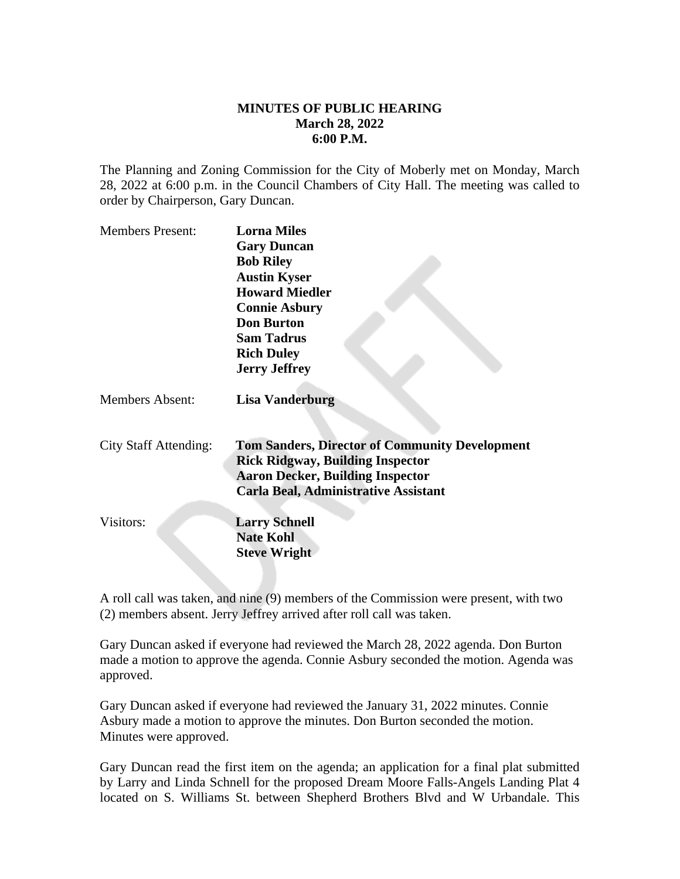**MINUTES OF PUBLIC HEARING**
**March 28, 2022**
**6:00 P.M.**

The Planning and Zoning Commission for the City of Moberly met on Monday, March 28, 2022 at 6:00 p.m. in the Council Chambers of City Hall. The meeting was called to order by Chairperson, Gary Duncan.

Members Present: **Lorna Miles**
**Gary Duncan**
**Bob Riley**
**Austin Kyser**
**Howard Miedler**
**Connie Asbury**
**Don Burton**
**Sam Tadrus**
**Rich Duley**
**Jerry Jeffrey**

Members Absent: **Lisa Vanderburg**

City Staff Attending: **Tom Sanders, Director of Community Development**
**Rick Ridgway, Building Inspector**
**Aaron Decker, Building Inspector**
**Carla Beal, Administrative Assistant**

Visitors: **Larry Schnell**
**Nate Kohl**
**Steve Wright**

A roll call was taken, and nine (9) members of the Commission were present, with two (2) members absent. Jerry Jeffrey arrived after roll call was taken.

Gary Duncan asked if everyone had reviewed the March 28, 2022 agenda. Don Burton made a motion to approve the agenda. Connie Asbury seconded the motion. Agenda was approved.

Gary Duncan asked if everyone had reviewed the January 31, 2022 minutes. Connie Asbury made a motion to approve the minutes. Don Burton seconded the motion. Minutes were approved.

Gary Duncan read the first item on the agenda; an application for a final plat submitted by Larry and Linda Schnell for the proposed Dream Moore Falls-Angels Landing Plat 4 located on S. Williams St. between Shepherd Brothers Blvd and W Urbandale. This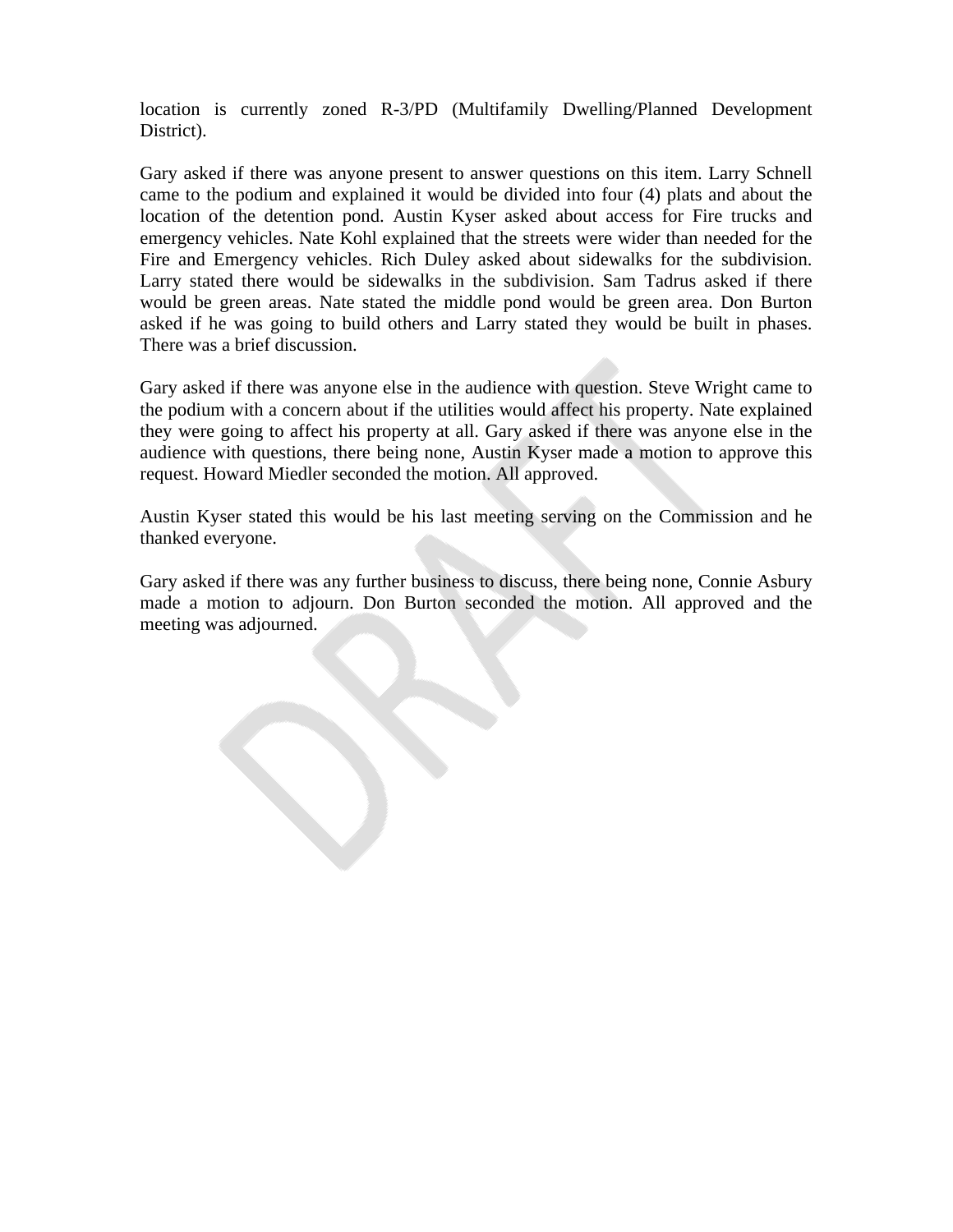location is currently zoned R-3/PD (Multifamily Dwelling/Planned Development District).

Gary asked if there was anyone present to answer questions on this item. Larry Schnell came to the podium and explained it would be divided into four (4) plats and about the location of the detention pond. Austin Kyser asked about access for Fire trucks and emergency vehicles. Nate Kohl explained that the streets were wider than needed for the Fire and Emergency vehicles. Rich Duley asked about sidewalks for the subdivision. Larry stated there would be sidewalks in the subdivision. Sam Tadrus asked if there would be green areas. Nate stated the middle pond would be green area. Don Burton asked if he was going to build others and Larry stated they would be built in phases. There was a brief discussion.

Gary asked if there was anyone else in the audience with question. Steve Wright came to the podium with a concern about if the utilities would affect his property. Nate explained they were going to affect his property at all. Gary asked if there was anyone else in the audience with questions, there being none, Austin Kyser made a motion to approve this request. Howard Miedler seconded the motion. All approved.

Austin Kyser stated this would be his last meeting serving on the Commission and he thanked everyone.

Gary asked if there was any further business to discuss, there being none, Connie Asbury made a motion to adjourn. Don Burton seconded the motion. All approved and the meeting was adjourned.

DRAFT